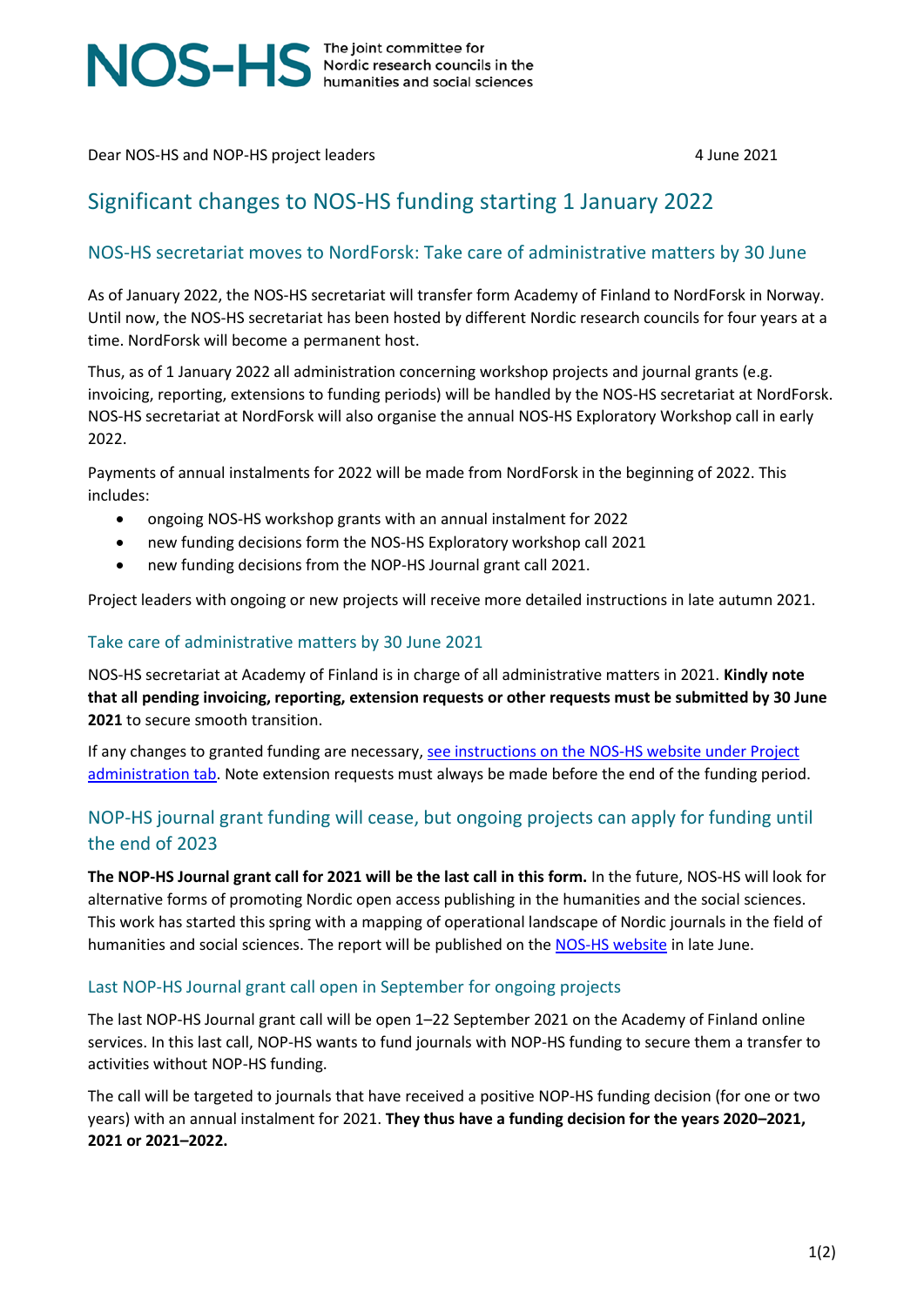# NOS-HS

The joint committee for Nordic research councils in the humanities and social sciences

Dear NOS-HS and NOP-HS project leaders

4 June 2021

# Significant changes to NOS-HS funding starting 1 January 2022

## NOS-HS secretariat moves to NordForsk: Take care of administrative matters by 30 June

As of January 2022, the NOS-HS secretariat will transfer form Academy of Finland to NordForsk in Norway. Until now, the NOS-HS secretariat has been hosted by different Nordic research councils for four years at a time. NordForsk will become a permanent host.

Thus, as of 1 January 2022 all administration concerning workshop projects and journal grants (e.g. invoicing, reporting, extensions to funding periods) will be handled by the NOS-HS secretariat at NordForsk. NOS-HS secretariat at NordForsk will also organise the annual NOS-HS Exploratory Workshop call in early 2022.

Payments of annual instalments for 2022 will be made from NordForsk in the beginning of 2022. This includes:

- ongoing NOS-HS workshop grants with an annual instalment for 2022
- new funding decisions form the NOS-HS Exploratory workshop call 2021
- new funding decisions from the NOP-HS Journal grant call 2021.

Project leaders with ongoing or new projects will receive more detailed instructions in late autumn 2021.

### Take care of administrative matters by 30 June 2021

NOS-HS secretariat at Academy of Finland is in charge of all administrative matters in 2021. **Kindly note that all pending invoicing, reporting, extension requests or other requests must be submitted by 30 June 2021** to secure smooth transition.

If any changes to granted funding are necessary, see instructions on the NOS-HS website under Project administration tab. Note extension requests must always be made before the end of the funding period.

## NOP-HS journal grant funding will cease, but ongoing projects can apply for funding until the end of 2023

**The NOP-HS Journal grant call for 2021 will be the last call in this form.** In the future, NOS-HS will look for alternative forms of promoting Nordic open access publishing in the humanities and the social sciences. This work has started this spring with a mapping of operational landscape of Nordic journals in the field of humanities and social sciences. The report will be published on the NOS-HS website in late June.

### Last NOP-HS Journal grant call open in September for ongoing projects

The last NOP-HS Journal grant call will be open 1–22 September 2021 on the Academy of Finland online services. In this last call, NOP-HS wants to fund journals with NOP-HS funding to secure them a transfer to activities without NOP-HS funding.

The call will be targeted to journals that have received a positive NOP-HS funding decision (for one or two years) with an annual instalment for 2021. **They thus have a funding decision for the years 2020–2021, 2021 or 2021–2022.**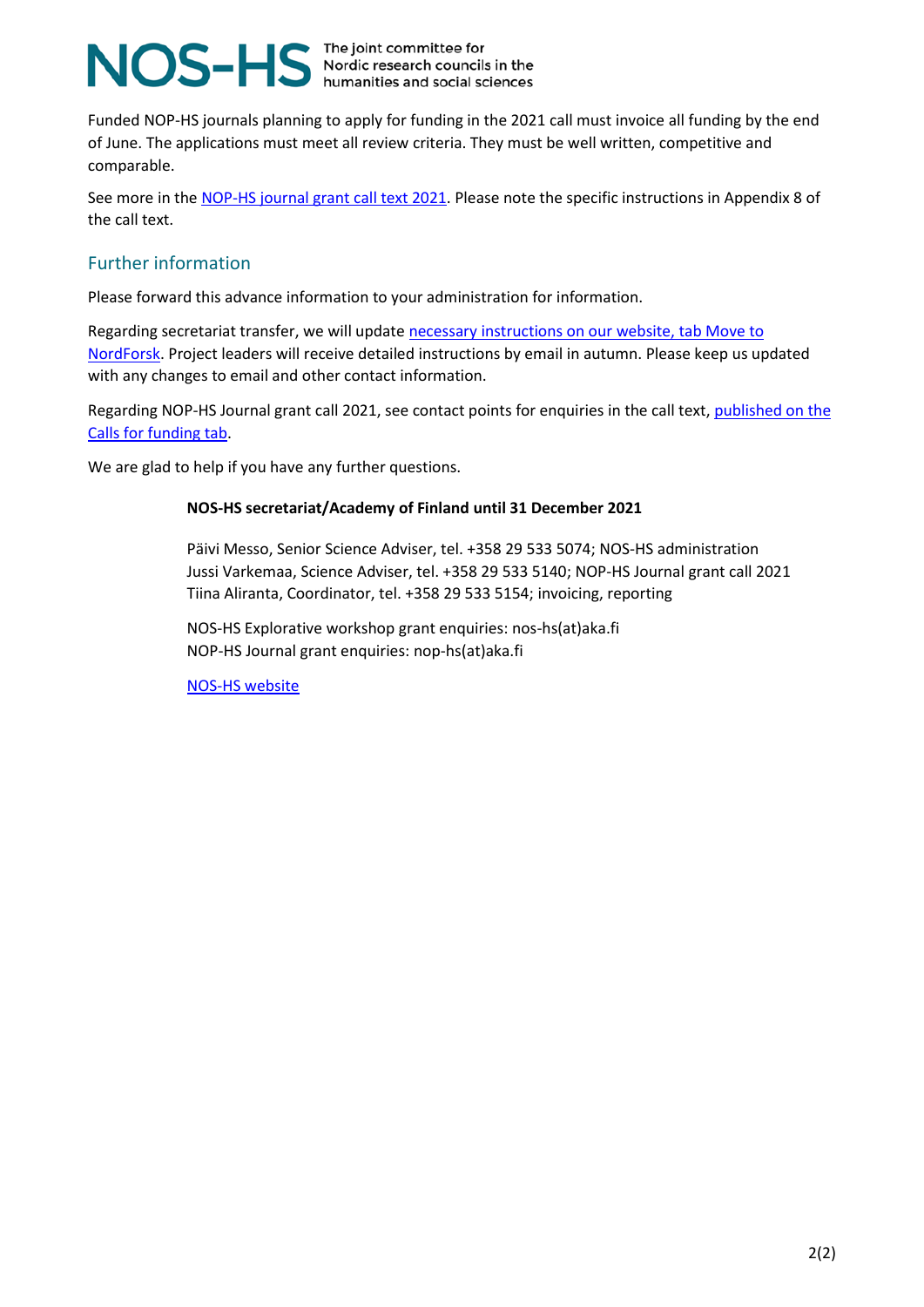Funded NOP-HS journals planning to apply for funding in the 2021 call must invoice all funding by the end of June. The applications must meet all review criteria. They must be well written, competitive and comparable.

See more in the NOP-HS journal grant call text 2021. Please note the specific instructions in Appendix 8 of the call text.

## Further information

Please forward this advance information to your administration for information.

Regarding secretariat transfer, we will update necessary instructions on our website, tab Move to NordForsk. Project leaders will receive detailed instructions by email in autumn. Please keep us updated with any changes to email and other contact information.

Regarding NOP-HS Journal grant call 2021, see contact points for enquiries in the call text, published on the Calls for funding tab.

We are glad to help if you have any further questions.

**NOS-HS secretariat/Academy of Finland until 31 December 2021**

Päivi Messo, Senior Science Adviser, tel. +358 29 533 5074; NOS-HS administration
Jussi Varkemaa, Science Adviser, tel. +358 29 533 5140; NOP-HS Journal grant call 2021
Tiina Aliranta, Coordinator, tel. +358 29 533 5154; invoicing, reporting

NOS-HS Explorative workshop grant enquiries: nos-hs(at)aka.fi
NOP-HS Journal grant enquiries: nop-hs(at)aka.fi

NOS-HS website